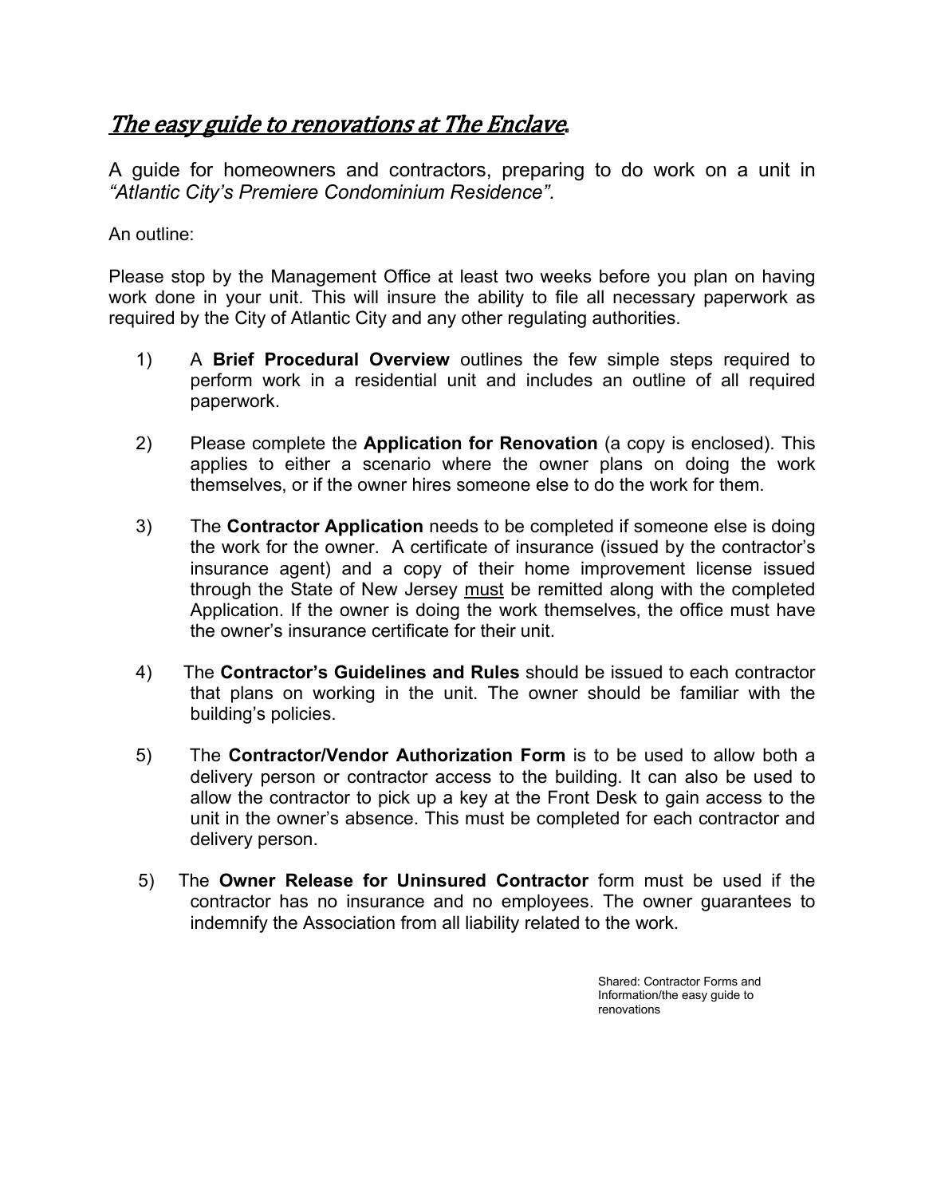# *The easy guide to renovations at The Enclave.*

A guide for homeowners and contractors, preparing to do work on a unit in *"Atlantic City's Premiere Condominium Residence".*

An outline:

Please stop by the Management Office at least two weeks before you plan on having work done in your unit. This will insure the ability to file all necessary paperwork as required by the City of Atlantic City and any other regulating authorities.

1) A **Brief Procedural Overview** outlines the few simple steps required to perform work in a residential unit and includes an outline of all required paperwork.

2) Please complete the **Application for Renovation** (a copy is enclosed). This applies to either a scenario where the owner plans on doing the work themselves, or if the owner hires someone else to do the work for them.

3) The **Contractor Application** needs to be completed if someone else is doing the work for the owner. A certificate of insurance (issued by the contractor's insurance agent) and a copy of their home improvement license issued through the State of New Jersey <u>must</u> be remitted along with the completed Application. If the owner is doing the work themselves, the office must have the owner's insurance certificate for their unit.

4) The **Contractor's Guidelines and Rules** should be issued to each contractor that plans on working in the unit. The owner should be familiar with the building's policies.

5) The **Contractor/Vendor Authorization Form** is to be used to allow both a delivery person or contractor access to the building. It can also be used to allow the contractor to pick up a key at the Front Desk to gain access to the unit in the owner's absence. This must be completed for each contractor and delivery person.

5) The **Owner Release for Uninsured Contractor** form must be used if the contractor has no insurance and no employees. The owner guarantees to indemnify the Association from all liability related to the work.

Shared: Contractor Forms and Information/the easy guide to renovations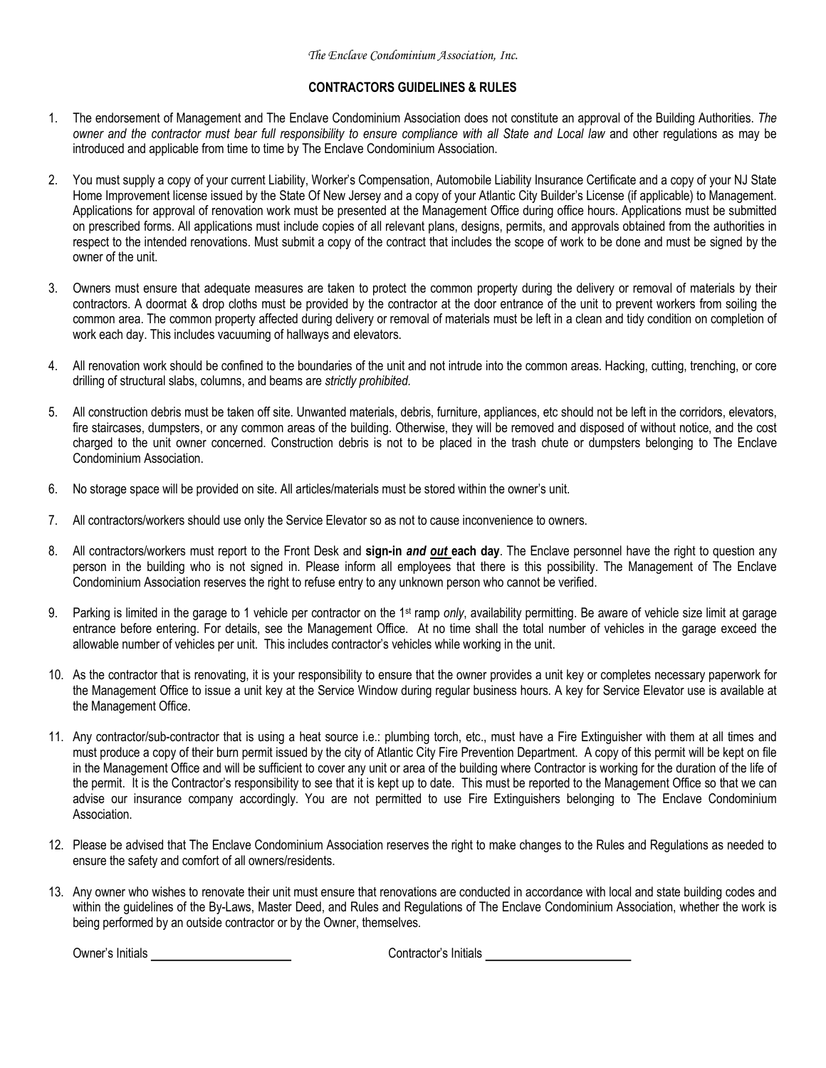*The Enclave Condominium Association, Inc.*

## CONTRACTORS GUIDELINES & RULES

1. The endorsement of Management and The Enclave Condominium Association does not constitute an approval of the Building Authorities. *The owner and the contractor must bear full responsibility to ensure compliance with all State and Local law* and other regulations as may be introduced and applicable from time to time by The Enclave Condominium Association.

2. You must supply a copy of your current Liability, Worker's Compensation, Automobile Liability Insurance Certificate and a copy of your NJ State Home Improvement license issued by the State Of New Jersey and a copy of your Atlantic City Builder's License (if applicable) to Management. Applications for approval of renovation work must be presented at the Management Office during office hours. Applications must be submitted on prescribed forms. All applications must include copies of all relevant plans, designs, permits, and approvals obtained from the authorities in respect to the intended renovations. Must submit a copy of the contract that includes the scope of work to be done and must be signed by the owner of the unit.

3. Owners must ensure that adequate measures are taken to protect the common property during the delivery or removal of materials by their contractors. A doormat & drop cloths must be provided by the contractor at the door entrance of the unit to prevent workers from soiling the common area. The common property affected during delivery or removal of materials must be left in a clean and tidy condition on completion of work each day. This includes vacuuming of hallways and elevators.

4. All renovation work should be confined to the boundaries of the unit and not intrude into the common areas. Hacking, cutting, trenching, or core drilling of structural slabs, columns, and beams are *strictly prohibited.*

5. All construction debris must be taken off site. Unwanted materials, debris, furniture, appliances, etc should not be left in the corridors, elevators, fire staircases, dumpsters, or any common areas of the building. Otherwise, they will be removed and disposed of without notice, and the cost charged to the unit owner concerned. Construction debris is not to be placed in the trash chute or dumpsters belonging to The Enclave Condominium Association.

6. No storage space will be provided on site. All articles/materials must be stored within the owner's unit.

7. All contractors/workers should use only the Service Elevator so as not to cause inconvenience to owners.

8. All contractors/workers must report to the Front Desk and **sign-in *and out* each day**. The Enclave personnel have the right to question any person in the building who is not signed in. Please inform all employees that there is this possibility. The Management of The Enclave Condominium Association reserves the right to refuse entry to any unknown person who cannot be verified.

9. Parking is limited in the garage to 1 vehicle per contractor on the 1st ramp *only*, availability permitting. Be aware of vehicle size limit at garage entrance before entering. For details, see the Management Office. At no time shall the total number of vehicles in the garage exceed the allowable number of vehicles per unit. This includes contractor's vehicles while working in the unit.

10. As the contractor that is renovating, it is your responsibility to ensure that the owner provides a unit key or completes necessary paperwork for the Management Office to issue a unit key at the Service Window during regular business hours. A key for Service Elevator use is available at the Management Office.

11. Any contractor/sub-contractor that is using a heat source i.e.: plumbing torch, etc., must have a Fire Extinguisher with them at all times and must produce a copy of their burn permit issued by the city of Atlantic City Fire Prevention Department. A copy of this permit will be kept on file in the Management Office and will be sufficient to cover any unit or area of the building where Contractor is working for the duration of the life of the permit. It is the Contractor's responsibility to see that it is kept up to date. This must be reported to the Management Office so that we can advise our insurance company accordingly. You are not permitted to use Fire Extinguishers belonging to The Enclave Condominium Association.

12. Please be advised that The Enclave Condominium Association reserves the right to make changes to the Rules and Regulations as needed to ensure the safety and comfort of all owners/residents.

13. Any owner who wishes to renovate their unit must ensure that renovations are conducted in accordance with local and state building codes and within the guidelines of the By-Laws, Master Deed, and Rules and Regulations of The Enclave Condominium Association, whether the work is being performed by an outside contractor or by the Owner, themselves.

Owner's Initials ____________________ Contractor's Initials ____________________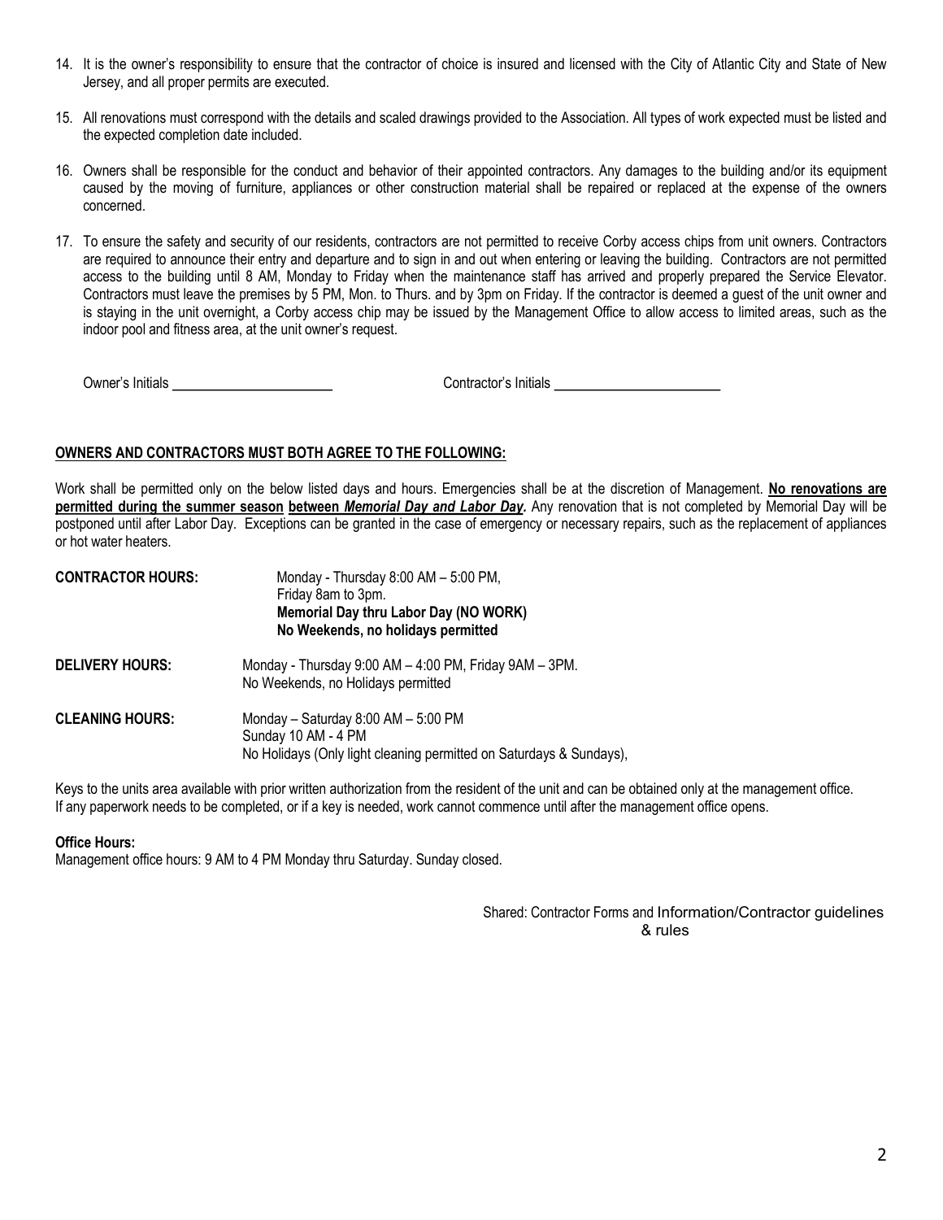14. It is the owner's responsibility to ensure that the contractor of choice is insured and licensed with the City of Atlantic City and State of New Jersey, and all proper permits are executed.

15. All renovations must correspond with the details and scaled drawings provided to the Association. All types of work expected must be listed and the expected completion date included.

16. Owners shall be responsible for the conduct and behavior of their appointed contractors. Any damages to the building and/or its equipment caused by the moving of furniture, appliances or other construction material shall be repaired or replaced at the expense of the owners concerned.

17. To ensure the safety and security of our residents, contractors are not permitted to receive Corby access chips from unit owners. Contractors are required to announce their entry and departure and to sign in and out when entering or leaving the building. Contractors are not permitted access to the building until 8 AM, Monday to Friday when the maintenance staff has arrived and properly prepared the Service Elevator. Contractors must leave the premises by 5 PM, Mon. to Thurs. and by 3pm on Friday. If the contractor is deemed a guest of the unit owner and is staying in the unit overnight, a Corby access chip may be issued by the Management Office to allow access to limited areas, such as the indoor pool and fitness area, at the unit owner's request.

Owner's Initials ______________________ Contractor's Initials ______________________

**OWNERS AND CONTRACTORS MUST BOTH AGREE TO THE FOLLOWING:**

Work shall be permitted only on the below listed days and hours. Emergencies shall be at the discretion of Management. **No renovations are permitted during the summer season between *Memorial Day and Labor Day*.** Any renovation that is not completed by Memorial Day will be postponed until after Labor Day. Exceptions can be granted in the case of emergency or necessary repairs, such as the replacement of appliances or hot water heaters.

**CONTRACTOR HOURS:** Monday - Thursday 8:00 AM – 5:00 PM,
Friday 8am to 3pm.
**Memorial Day thru Labor Day (NO WORK)**
**No Weekends, no holidays permitted**

**DELIVERY HOURS:** Monday - Thursday 9:00 AM – 4:00 PM, Friday 9AM – 3PM.
No Weekends, no Holidays permitted

**CLEANING HOURS:** Monday – Saturday 8:00 AM – 5:00 PM
Sunday 10 AM - 4 PM
No Holidays (Only light cleaning permitted on Saturdays & Sundays),

Keys to the units area available with prior written authorization from the resident of the unit and can be obtained only at the management office. If any paperwork needs to be completed, or if a key is needed, work cannot commence until after the management office opens.

**Office Hours:**
Management office hours: 9 AM to 4 PM Monday thru Saturday. Sunday closed.

Shared: Contractor Forms and Information/Contractor guidelines & rules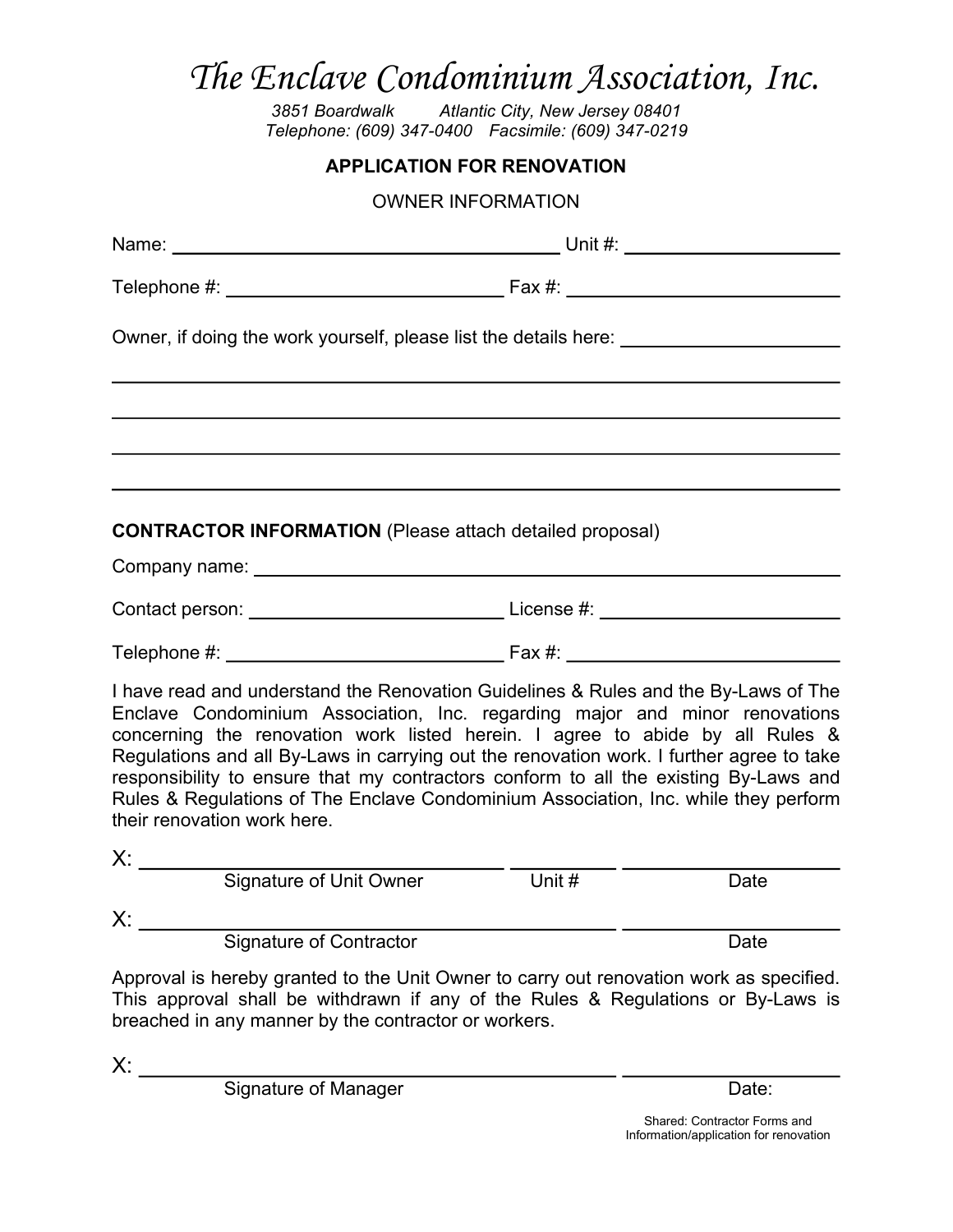# *The Enclave Condominium Association, Inc.*

*3851 Boardwalk Atlantic City, New Jersey 08401*
*Telephone: (609) 347-0400 Facsimile: (609) 347-0219*

**APPLICATION FOR RENOVATION**

OWNER INFORMATION

Name: ______________________________ Unit #: ________________

Telephone #: ______________________ Fax #: ______________________

Owner, if doing the work yourself, please list the details here: ________________

______________________________________________________________________

______________________________________________________________________

______________________________________________________________________

______________________________________________________________________

**CONTRACTOR INFORMATION** (Please attach detailed proposal)

Company name: ______________________________________________________

Contact person: ____________________ License #: ____________________

Telephone #: ______________________ Fax #: ______________________

I have read and understand the Renovation Guidelines & Rules and the By-Laws of The Enclave Condominium Association, Inc. regarding major and minor renovations concerning the renovation work listed herein. I agree to abide by all Rules & Regulations and all By-Laws in carrying out the renovation work. I further agree to take responsibility to ensure that my contractors conform to all the existing By-Laws and Rules & Regulations of The Enclave Condominium Association, Inc. while they perform their renovation work here.

X: ______________________________ __________ ________________
Signature of Unit Owner Unit # Date

X: ______________________________________ ________________
Signature of Contractor Date

Approval is hereby granted to the Unit Owner to carry out renovation work as specified. This approval shall be withdrawn if any of the Rules & Regulations or By-Laws is breached in any manner by the contractor or workers.

X: ______________________________________ ________________
Signature of Manager Date:

Shared: Contractor Forms and Information/application for renovation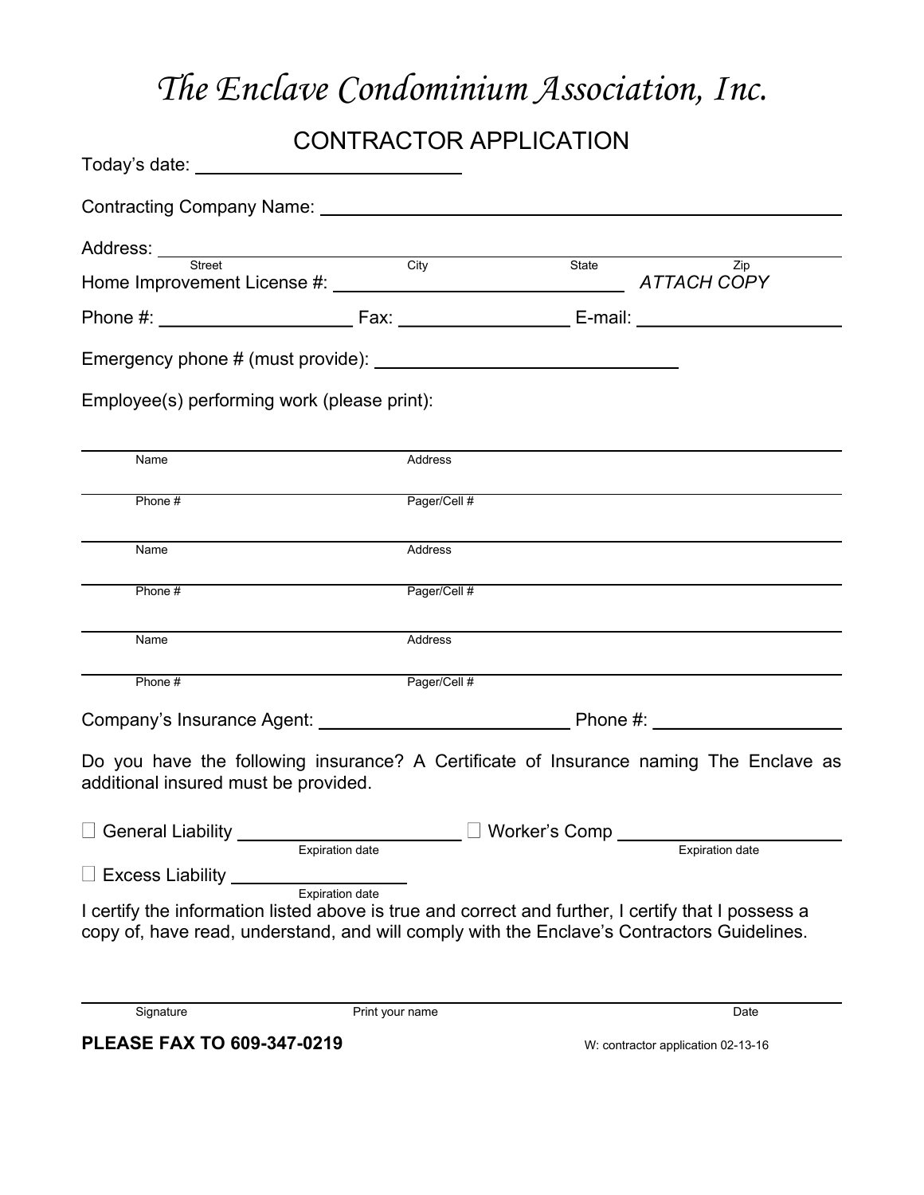# *The Enclave Condominium Association, Inc.*

## CONTRACTOR APPLICATION

Today's date: ______________________

Contracting Company Name: ______________________________________________

Address: ______________________________________________
Street City State Zip

Home Improvement License #: ______________________ *ATTACH COPY*

Phone #: ________________ Fax: ________________ E-mail: ________________

Emergency phone # (must provide): ______________________

Employee(s) performing work (please print):

______________________________________________
Name Address

______________________________________________
Phone # Pager/Cell #

______________________________________________
Name Address

______________________________________________
Phone # Pager/Cell #

______________________________________________
Name Address

______________________________________________
Phone # Pager/Cell #

Company's Insurance Agent: ______________________ Phone #: ________________

Do you have the following insurance? A Certificate of Insurance naming The Enclave as additional insured must be provided.

☐ General Liability ______________________ ☐ Worker's Comp ______________________
Expiration date Expiration date

☐ Excess Liability ________________
Expiration date

I certify the information listed above is true and correct and further, I certify that I possess a copy of, have read, understand, and will comply with the Enclave's Contractors Guidelines.

______________________________________________
Signature Print your name Date

**PLEASE FAX TO 609-347-0219**

W: contractor application 02-13-16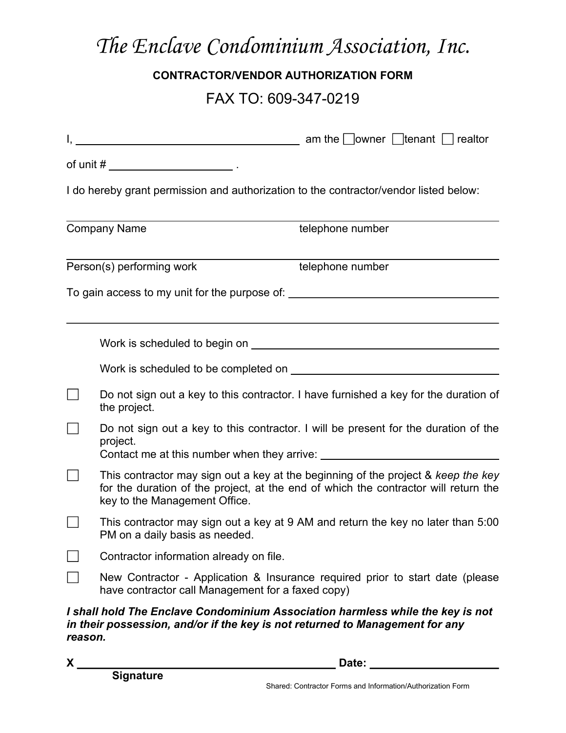# The Enclave Condominium Association, Inc.

**CONTRACTOR/VENDOR AUTHORIZATION FORM**

FAX TO: 609-347-0219

I, ______________________________ am the ☐ owner ☐ tenant ☐ realtor

of unit # ____________________ .

I do hereby grant permission and authorization to the contractor/vendor listed below:

______________________________________________________________

Company Name telephone number

______________________________________________________________

Person(s) performing work telephone number

To gain access to my unit for the purpose of: ______________________________

______________________________________________________________

Work is scheduled to begin on ______________________________

Work is scheduled to be completed on ______________________________

☐ Do not sign out a key to this contractor. I have furnished a key for the duration of the project.

☐ Do not sign out a key to this contractor. I will be present for the duration of the project.
Contact me at this number when they arrive: ______________________________

☐ This contractor may sign out a key at the beginning of the project & *keep the key* for the duration of the project, at the end of which the contractor will return the key to the Management Office.

☐ This contractor may sign out a key at 9 AM and return the key no later than 5:00 PM on a daily basis as needed.

☐ Contractor information already on file.

☐ New Contractor - Application & Insurance required prior to start date (please have contractor call Management for a faxed copy)

***I shall hold The Enclave Condominium Association harmless while the key is not in their possession, and/or if the key is not returned to Management for any reason.***

**X** ______________________________ **Date:** ____________________

**Signature**

Shared: Contractor Forms and Information/Authorization Form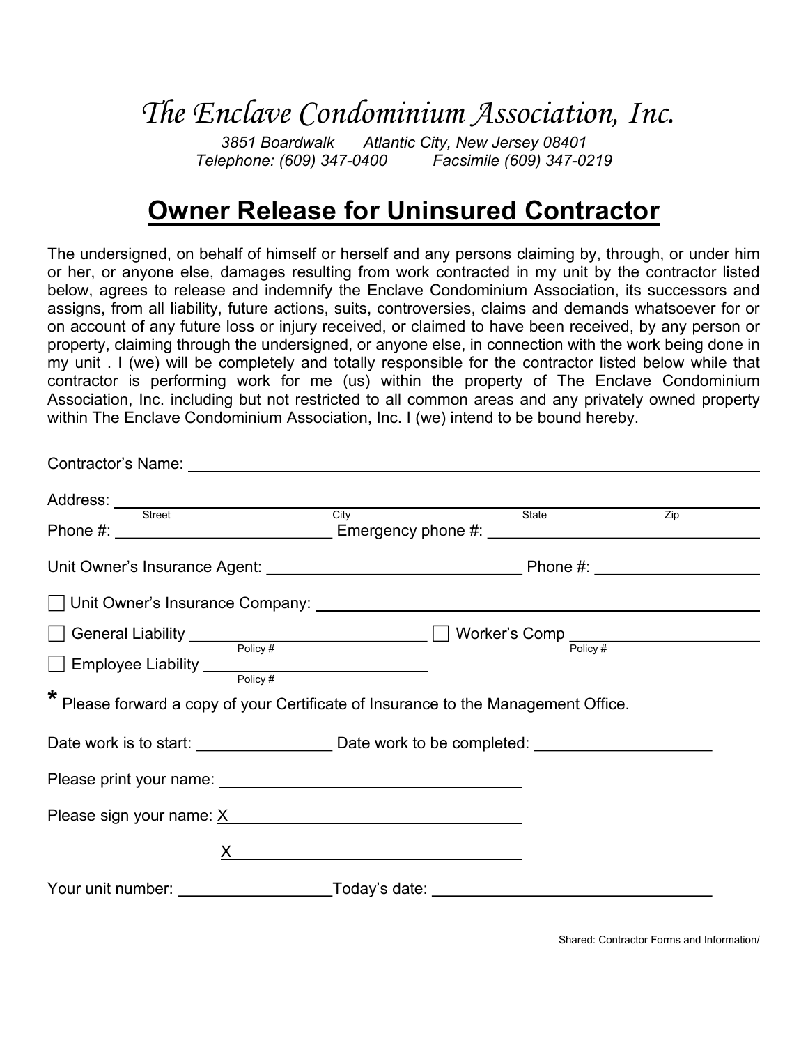# The Enclave Condominium Association, Inc.

*3851 Boardwalk Atlantic City, New Jersey 08401*
*Telephone: (609) 347-0400 Facsimile (609) 347-0219*

## Owner Release for Uninsured Contractor

The undersigned, on behalf of himself or herself and any persons claiming by, through, or under him or her, or anyone else, damages resulting from work contracted in my unit by the contractor listed below, agrees to release and indemnify the Enclave Condominium Association, its successors and assigns, from all liability, future actions, suits, controversies, claims and demands whatsoever for or on account of any future loss or injury received, or claimed to have been received, by any person or property, claiming through the undersigned, or anyone else, in connection with the work being done in my unit . I (we) will be completely and totally responsible for the contractor listed below while that contractor is performing work for me (us) within the property of The Enclave Condominium Association, Inc. including but not restricted to all common areas and any privately owned property within The Enclave Condominium Association, Inc. I (we) intend to be bound hereby.

Contractor's Name: ______________________________________________

Address: ______________________________________________
Street City State Zip

Phone #: ____________________ Emergency phone #: ____________________

Unit Owner's Insurance Agent: ____________________ Phone #: ____________________

☐ Unit Owner's Insurance Company: ______________________________________________

☐ General Liability ____________________ ☐ Worker's Comp ____________________
Policy # Policy #

☐ Employee Liability ____________________
Policy #

\* Please forward a copy of your Certificate of Insurance to the Management Office.

Date work is to start: ______________ Date work to be completed: ______________

Please print your name: ______________________________

Please sign your name: X______________________________

X______________________________

Your unit number: ______________ Today's date: ______________________

Shared: Contractor Forms and Information/